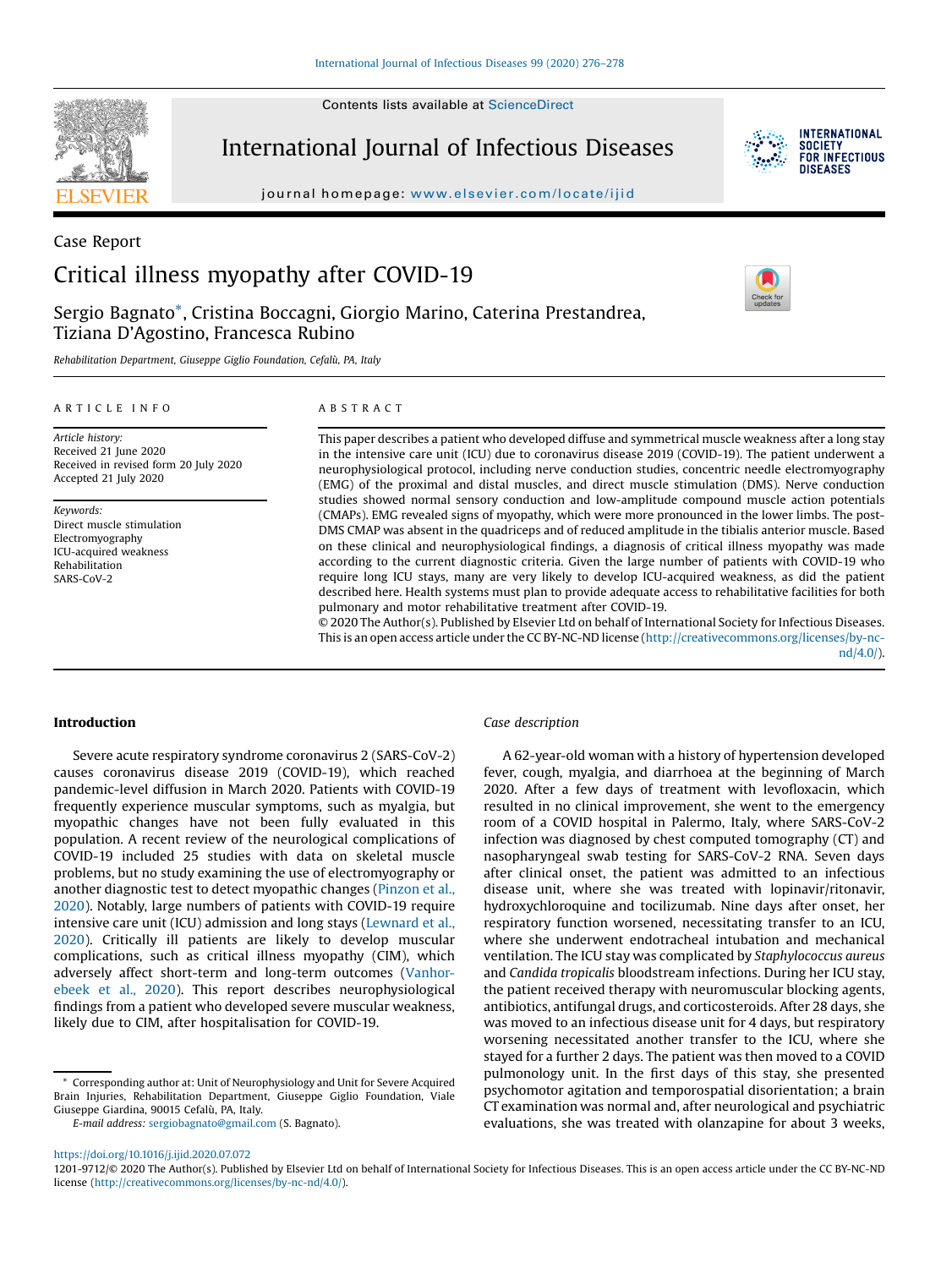Case Report

# Critical illness myopathy after COVID-19

Sergio Bagnato*, Cristina Boccagni, Giorgio Marino, Caterina Prestandrea, Tiziana D'Agostino, Francesca Rubino

*Rehabilitation Department, Giuseppe Giglio Foundation, Cefalù, PA, Italy*

## ARTICLE INFO

*Article history:*
Received 21 June 2020
Received in revised form 20 July 2020
Accepted 21 July 2020

*Keywords:*
Direct muscle stimulation
Electromyography
ICU-acquired weakness
Rehabilitation
SARS-CoV-2

## ABSTRACT

This paper describes a patient who developed diffuse and symmetrical muscle weakness after a long stay in the intensive care unit (ICU) due to coronavirus disease 2019 (COVID-19). The patient underwent a neurophysiological protocol, including nerve conduction studies, concentric needle electromyography (EMG) of the proximal and distal muscles, and direct muscle stimulation (DMS). Nerve conduction studies showed normal sensory conduction and low-amplitude compound muscle action potentials (CMAPs). EMG revealed signs of myopathy, which were more pronounced in the lower limbs. The post-DMS CMAP was absent in the quadriceps and of reduced amplitude in the tibialis anterior muscle. Based on these clinical and neurophysiological findings, a diagnosis of critical illness myopathy was made according to the current diagnostic criteria. Given the large number of patients with COVID-19 who require long ICU stays, many are very likely to develop ICU-acquired weakness, as did the patient described here. Health systems must plan to provide adequate access to rehabilitative facilities for both pulmonary and motor rehabilitative treatment after COVID-19.

© 2020 The Author(s). Published by Elsevier Ltd on behalf of International Society for Infectious Diseases. This is an open access article under the CC BY-NC-ND license (http://creativecommons.org/licenses/by-nc-nd/4.0/).

## Introduction

Severe acute respiratory syndrome coronavirus 2 (SARS-CoV-2) causes coronavirus disease 2019 (COVID-19), which reached pandemic-level diffusion in March 2020. Patients with COVID-19 frequently experience muscular symptoms, such as myalgia, but myopathic changes have not been fully evaluated in this population. A recent review of the neurological complications of COVID-19 included 25 studies with data on skeletal muscle problems, but no study examining the use of electromyography or another diagnostic test to detect myopathic changes (Pinzon et al., 2020). Notably, large numbers of patients with COVID-19 require intensive care unit (ICU) admission and long stays (Lewnard et al., 2020). Critically ill patients are likely to develop muscular complications, such as critical illness myopathy (CIM), which adversely affect short-term and long-term outcomes (Vanhorebeek et al., 2020). This report describes neurophysiological findings from a patient who developed severe muscular weakness, likely due to CIM, after hospitalisation for COVID-19.

### *Case description*

A 62-year-old woman with a history of hypertension developed fever, cough, myalgia, and diarrhoea at the beginning of March 2020. After a few days of treatment with levofloxacin, which resulted in no clinical improvement, she went to the emergency room of a COVID hospital in Palermo, Italy, where SARS-CoV-2 infection was diagnosed by chest computed tomography (CT) and nasopharyngeal swab testing for SARS-CoV-2 RNA. Seven days after clinical onset, the patient was admitted to an infectious disease unit, where she was treated with lopinavir/ritonavir, hydroxychloroquine and tocilizumab. Nine days after onset, her respiratory function worsened, necessitating transfer to an ICU, where she underwent endotracheal intubation and mechanical ventilation. The ICU stay was complicated by *Staphylococcus aureus* and *Candida tropicalis* bloodstream infections. During her ICU stay, the patient received therapy with neuromuscular blocking agents, antibiotics, antifungal drugs, and corticosteroids. After 28 days, she was moved to an infectious disease unit for 4 days, but respiratory worsening necessitated another transfer to the ICU, where she stayed for a further 2 days. The patient was then moved to a COVID pulmonology unit. In the first days of this stay, she presented psychomotor agitation and temporospatial disorientation; a brain CT examination was normal and, after neurological and psychiatric evaluations, she was treated with olanzapine for about 3 weeks,

* Corresponding author at: Unit of Neurophysiology and Unit for Severe Acquired Brain Injuries, Rehabilitation Department, Giuseppe Giglio Foundation, Viale Giuseppe Giardina, 90015 Cefalù, PA, Italy.
*E-mail address:* sergiobagnato@gmail.com (S. Bagnato).

https://doi.org/10.1016/j.ijid.2020.07.072
1201-9712/© 2020 The Author(s). Published by Elsevier Ltd on behalf of International Society for Infectious Diseases. This is an open access article under the CC BY-NC-ND license (http://creativecommons.org/licenses/by-nc-nd/4.0/).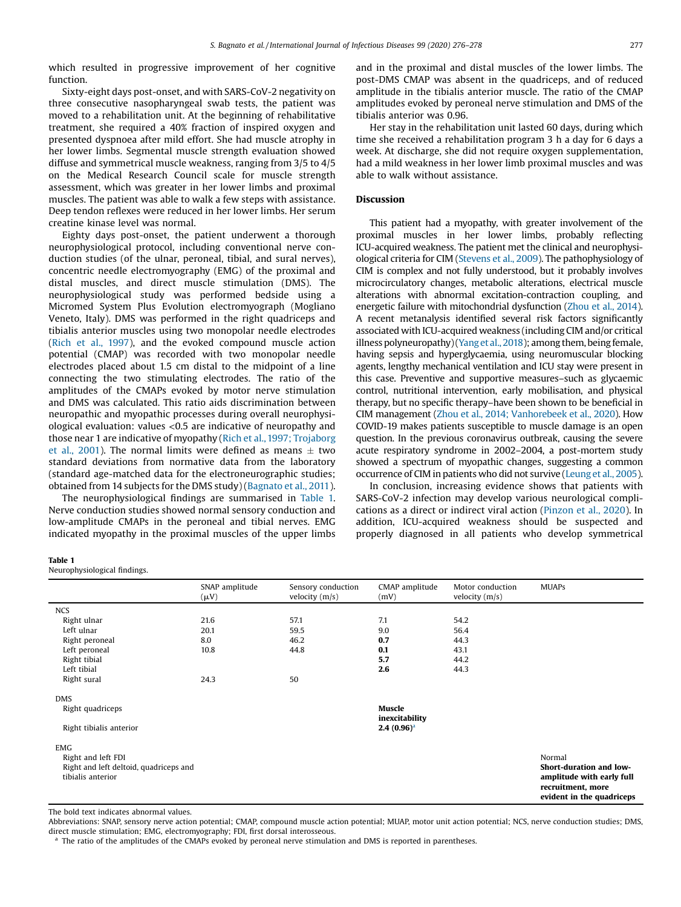which resulted in progressive improvement of her cognitive function.

Sixty-eight days post-onset, and with SARS-CoV-2 negativity on three consecutive nasopharyngeal swab tests, the patient was moved to a rehabilitation unit. At the beginning of rehabilitative treatment, she required a 40% fraction of inspired oxygen and presented dyspnoea after mild effort. She had muscle atrophy in her lower limbs. Segmental muscle strength evaluation showed diffuse and symmetrical muscle weakness, ranging from 3/5 to 4/5 on the Medical Research Council scale for muscle strength assessment, which was greater in her lower limbs and proximal muscles. The patient was able to walk a few steps with assistance. Deep tendon reflexes were reduced in her lower limbs. Her serum creatine kinase level was normal.

Eighty days post-onset, the patient underwent a thorough neurophysiological protocol, including conventional nerve conduction studies (of the ulnar, peroneal, tibial, and sural nerves), concentric needle electromyography (EMG) of the proximal and distal muscles, and direct muscle stimulation (DMS). The neurophysiological study was performed bedside using a Micromed System Plus Evolution electromyograph (Mogliano Veneto, Italy). DMS was performed in the right quadriceps and tibialis anterior muscles using two monopolar needle electrodes (Rich et al., 1997), and the evoked compound muscle action potential (CMAP) was recorded with two monopolar needle electrodes placed about 1.5 cm distal to the midpoint of a line connecting the two stimulating electrodes. The ratio of the amplitudes of the CMAPs evoked by motor nerve stimulation and DMS was calculated. This ratio aids discrimination between neuropathic and myopathic processes during overall neurophysiological evaluation: values <0.5 are indicative of neuropathy and those near 1 are indicative of myopathy (Rich et al., 1997; Trojaborg et al., 2001). The normal limits were defined as means ± two standard deviations from normative data from the laboratory (standard age-matched data for the electroneurographic studies; obtained from 14 subjects for the DMS study) (Bagnato et al., 2011).

The neurophysiological findings are summarised in Table 1. Nerve conduction studies showed normal sensory conduction and low-amplitude CMAPs in the peroneal and tibial nerves. EMG indicated myopathy in the proximal muscles of the upper limbs and in the proximal and distal muscles of the lower limbs. The post-DMS CMAP was absent in the quadriceps, and of reduced amplitude in the tibialis anterior muscle. The ratio of the CMAP amplitudes evoked by peroneal nerve stimulation and DMS of the tibialis anterior was 0.96.

Her stay in the rehabilitation unit lasted 60 days, during which time she received a rehabilitation program 3 h a day for 6 days a week. At discharge, she did not require oxygen supplementation, had a mild weakness in her lower limb proximal muscles and was able to walk without assistance.

## Discussion

This patient had a myopathy, with greater involvement of the proximal muscles in her lower limbs, probably reflecting ICU-acquired weakness. The patient met the clinical and neurophysiological criteria for CIM (Stevens et al., 2009). The pathophysiology of CIM is complex and not fully understood, but it probably involves microcirculatory changes, metabolic alterations, electrical muscle alterations with abnormal excitation-contraction coupling, and energetic failure with mitochondrial dysfunction (Zhou et al., 2014). A recent metanalysis identified several risk factors significantly associated with ICU-acquired weakness (including CIM and/or critical illness polyneuropathy) (Yang et al., 2018); among them, being female, having sepsis and hyperglycaemia, using neuromuscular blocking agents, lengthy mechanical ventilation and ICU stay were present in this case. Preventive and supportive measures–such as glycaemic control, nutritional intervention, early mobilisation, and physical therapy, but no specific therapy–have been shown to be beneficial in CIM management (Zhou et al., 2014; Vanhorebeek et al., 2020). How COVID-19 makes patients susceptible to muscle damage is an open question. In the previous coronavirus outbreak, causing the severe acute respiratory syndrome in 2002–2004, a post-mortem study showed a spectrum of myopathic changes, suggesting a common occurrence of CIM in patients who did not survive (Leung et al., 2005).

In conclusion, increasing evidence shows that patients with SARS-CoV-2 infection may develop various neurological complications as a direct or indirect viral action (Pinzon et al., 2020). In addition, ICU-acquired weakness should be suspected and properly diagnosed in all patients who develop symmetrical

**Table 1**
Neurophysiological findings.

| | SNAP amplitude (μV) | Sensory conduction velocity (m/s) | CMAP amplitude (mV) | Motor conduction velocity (m/s) | MUAPs |
|---|---|---|---|---|---|
| NCS | | | | | |
| Right ulnar | 21.6 | 57.1 | 7.1 | 54.2 | |
| Left ulnar | 20.1 | 59.5 | 9.0 | 56.4 | |
| Right peroneal | 8.0 | 46.2 | **0.7** | 44.3 | |
| Left peroneal | 10.8 | 44.8 | **0.1** | 43.1 | |
| Right tibial | | | **5.7** | 44.2 | |
| Left tibial | | | **2.6** | 44.3 | |
| Right sural | 24.3 | 50 | | | |
| DMS | | | | | |
| Right quadriceps | | | **Muscle inexcitability** | | |
| Right tibialis anterior | | | **2.4 (0.96)**[a] | | |
| EMG | | | | | |
| Right and left FDI | | | | | Normal |
| Right and left deltoid, quadriceps and tibialis anterior | | | | | **Short-duration and low-amplitude with early full recruitment, more evident in the quadriceps** |

The bold text indicates abnormal values.

Abbreviations: SNAP, sensory nerve action potential; CMAP, compound muscle action potential; MUAP, motor unit action potential; NCS, nerve conduction studies; DMS, direct muscle stimulation; EMG, electromyography; FDI, first dorsal interosseous.

[a] The ratio of the amplitudes of the CMAPs evoked by peroneal nerve stimulation and DMS is reported in parentheses.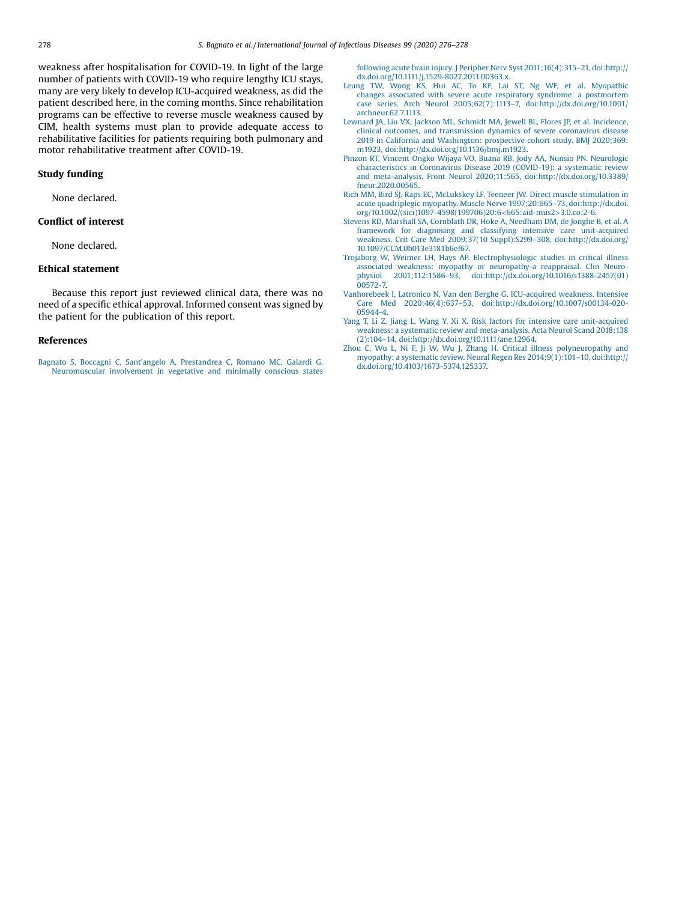weakness after hospitalisation for COVID-19. In light of the large number of patients with COVID-19 who require lengthy ICU stays, many are very likely to develop ICU-acquired weakness, as did the patient described here, in the coming months. Since rehabilitation programs can be effective to reverse muscle weakness caused by CIM, health systems must plan to provide adequate access to rehabilitative facilities for patients requiring both pulmonary and motor rehabilitative treatment after COVID-19.

## Study funding

None declared.

## Conflict of interest

None declared.

## Ethical statement

Because this report just reviewed clinical data, there was no need of a specific ethical approval. Informed consent was signed by the patient for the publication of this report.

## References

Bagnato S, Boccagni C, Sant'angelo A, Prestandrea C, Romano MC, Galardi G. Neuromuscular involvement in vegetative and minimally conscious states following acute brain injury. J Peripher Nerv Syst 2011;16(4):315–21, doi:http://dx.doi.org/10.1111/j.1529-8027.2011.00363.x.

Leung TW, Wong KS, Hui AC, To KF, Lai ST, Ng WF, et al. Myopathic changes associated with severe acute respiratory syndrome: a postmortem case series. Arch Neurol 2005;62(7):1113–7, doi:http://dx.doi.org/10.1001/archneur.62.7.1113.

Lewnard JA, Liu VX, Jackson ML, Schmidt MA, Jewell BL, Flores JP, et al. Incidence, clinical outcomes, and transmission dynamics of severe coronavirus disease 2019 in California and Washington: prospective cohort study. BMJ 2020;369: m1923, doi:http://dx.doi.org/10.1136/bmj.m1923.

Pinzon RT, Vincent Ongko Wijaya VO, Buana RB, Jody AA, Nunsio PN. Neurologic characteristics in Coronavirus Disease 2019 (COVID-19): a systematic review and meta-analysis. Front Neurol 2020;11:565, doi:http://dx.doi.org/10.3389/fneur.2020.00565.

Rich MM, Bird SJ, Raps EC, McLukskey LF, Teeneer JW. Direct muscle stimulation in acute quadriplegic myopathy. Muscle Nerve 1997;20:665–73, doi:http://dx.doi.org/10.1002/(sici)1097-4598(199706)20:6<665:aid-mus2>3.0.co;2-6.

Stevens RD, Marshall SA, Cornblath DR, Hoke A, Needham DM, de Jonghe B, et al. A framework for diagnosing and classifying intensive care unit-acquired weakness. Crit Care Med 2009;37(10 Suppl):S299–308, doi:http://dx.doi.org/10.1097/CCM.0b013e3181b6ef67.

Trojaborg W, Weimer LH, Hays AP. Electrophysiologic studies in critical illness associated weakness: myopathy or neuropathy-a reappraisal. Clin Neurophysiol 2001;112:1586–93, doi:http://dx.doi.org/10.1016/s1388-2457(01)00572-7.

Vanhorebeek I, Latronico N, Van den Berghe G. ICU-acquired weakness. Intensive Care Med 2020;46(4):637–53, doi:http://dx.doi.org/10.1007/s00134-020-05944-4.

Yang T, Li Z, Jiang L, Wang Y, Xi X. Risk factors for intensive care unit-acquired weakness: a systematic review and meta-analysis. Acta Neurol Scand 2018;138(2):104–14, doi:http://dx.doi.org/10.1111/ane.12964.

Zhou C, Wu L, Ni F, Ji W, Wu J, Zhang H. Critical illness polyneuropathy and myopathy: a systematic review. Neural Regen Res 2014;9(1):101–10, doi:http://dx.doi.org/10.4103/1673-5374.125337.